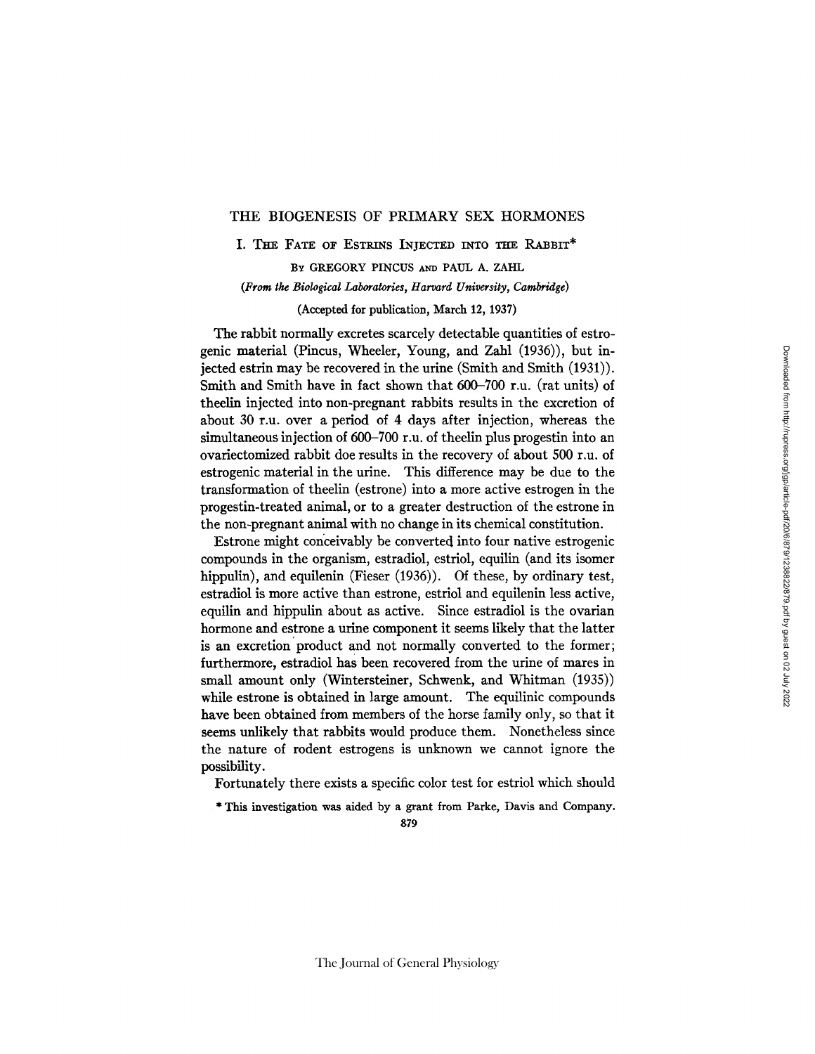# THE BIOGENESIS OF PRIMARY SEX HORMONES

## I. The Fate of Estrins Injected into the Rabbit*

By GREGORY PINCUS and PAUL A. ZAHL

*(From the Biological Laboratories, Harvard University, Cambridge)*

(Accepted for publication, March 12, 1937)

The rabbit normally excretes scarcely detectable quantities of estrogenic material (Pincus, Wheeler, Young, and Zahl (1936)), but injected estrin may be recovered in the urine (Smith and Smith (1931)). Smith and Smith have in fact shown that 600–700 r.u. (rat units) of theelin injected into non-pregnant rabbits results in the excretion of about 30 r.u. over a period of 4 days after injection, whereas the simultaneous injection of 600–700 r.u. of theelin plus progestin into an ovariectomized rabbit doe results in the recovery of about 500 r.u. of estrogenic material in the urine. This difference may be due to the transformation of theelin (estrone) into a more active estrogen in the progestin-treated animal, or to a greater destruction of the estrone in the non-pregnant animal with no change in its chemical constitution.

Estrone might conceivably be converted into four native estrogenic compounds in the organism, estradiol, estriol, equilin (and its isomer hippulin), and equilenin (Fieser (1936)). Of these, by ordinary test, estradiol is more active than estrone, estriol and equilenin less active, equilin and hippulin about as active. Since estradiol is the ovarian hormone and estrone a urine component it seems likely that the latter is an excretion product and not normally converted to the former; furthermore, estradiol has been recovered from the urine of mares in small amount only (Wintersteiner, Schwenk, and Whitman (1935)) while estrone is obtained in large amount. The equilinic compounds have been obtained from members of the horse family only, so that it seems unlikely that rabbits would produce them. Nonetheless since the nature of rodent estrogens is unknown we cannot ignore the possibility.

Fortunately there exists a specific color test for estriol which should

* This investigation was aided by a grant from Parke, Davis and Company.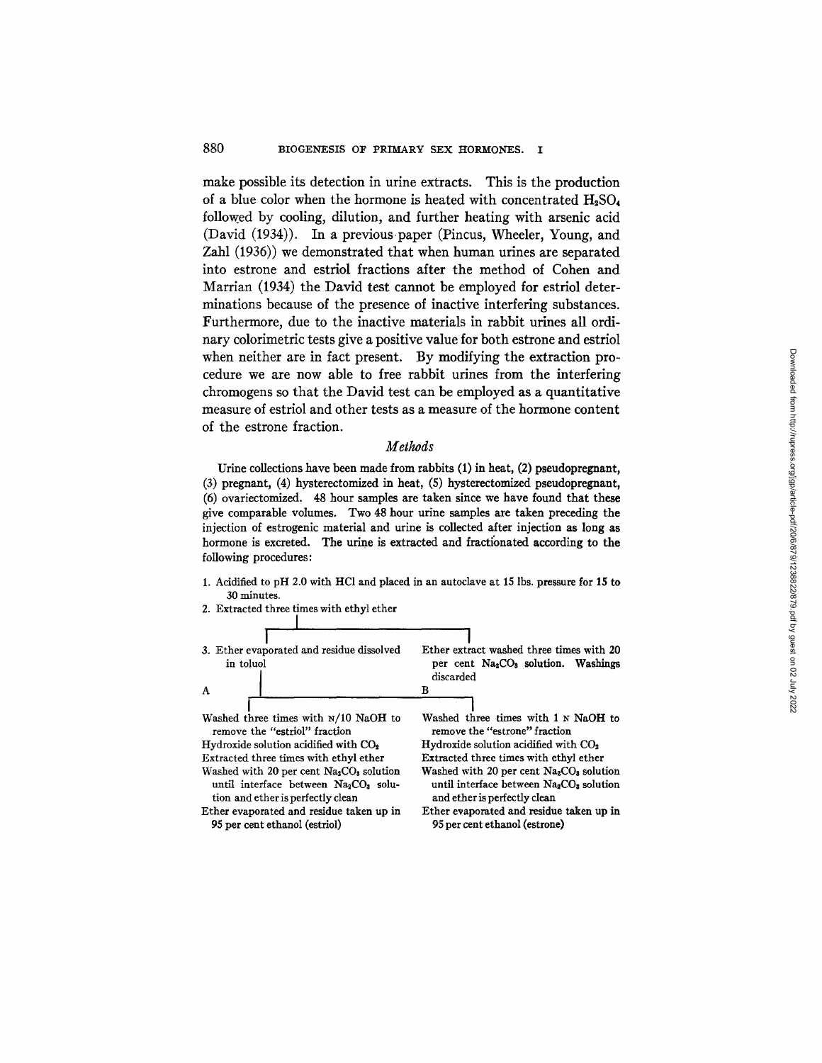make possible its detection in urine extracts. This is the production of a blue color when the hormone is heated with concentrated $H_2SO_4$ followed by cooling, dilution, and further heating with arsenic acid (David (1934)). In a previous paper (Pincus, Wheeler, Young, and Zahl (1936)) we demonstrated that when human urines are separated into estrone and estriol fractions after the method of Cohen and Marrian (1934) the David test cannot be employed for estriol determinations because of the presence of inactive interfering substances. Furthermore, due to the inactive materials in rabbit urines all ordinary colorimetric tests give a positive value for both estrone and estriol when neither are in fact present. By modifying the extraction procedure we are now able to free rabbit urines from the interfering chromogens so that the David test can be employed as a quantitative measure of estriol and other tests as a measure of the hormone content of the estrone fraction.

### *Methods*

Urine collections have been made from rabbits (1) in heat, (2) pseudopregnant, (3) pregnant, (4) hysterectomized in heat, (5) hysterectomized pseudopregnant, (6) ovariectomized. 48 hour samples are taken since we have found that these give comparable volumes. Two 48 hour urine samples are taken preceding the injection of estrogenic material and urine is collected after injection as long as hormone is excreted. The urine is extracted and fractionated according to the following procedures:

1. Acidified to pH 2.0 with HCl and placed in an autoclave at 15 lbs. pressure for 15 to 30 minutes.
2. Extracted three times with ethyl ether
3. Ether evaporated and residue dissolved in toluol — Ether extract washed three times with 20 per cent $Na_2CO_3$ solution. Washings discarded

**A**

- Washed three times with N/10 NaOH to remove the "estriol" fraction
- Hydroxide solution acidified with $CO_2$
- Extracted three times with ethyl ether
- Washed with 20 per cent $Na_2CO_3$ solution until interface between $Na_2CO_3$ solution and ether is perfectly clean
- Ether evaporated and residue taken up in 95 per cent ethanol (estriol)

**B**

- Washed three times with 1 N NaOH to remove the "estrone" fraction
- Hydroxide solution acidified with $CO_2$
- Extracted three times with ethyl ether
- Washed with 20 per cent $Na_2CO_3$ solution until interface between $Na_2CO_3$ solution and ether is perfectly clean
- Ether evaporated and residue taken up in 95 per cent ethanol (estrone)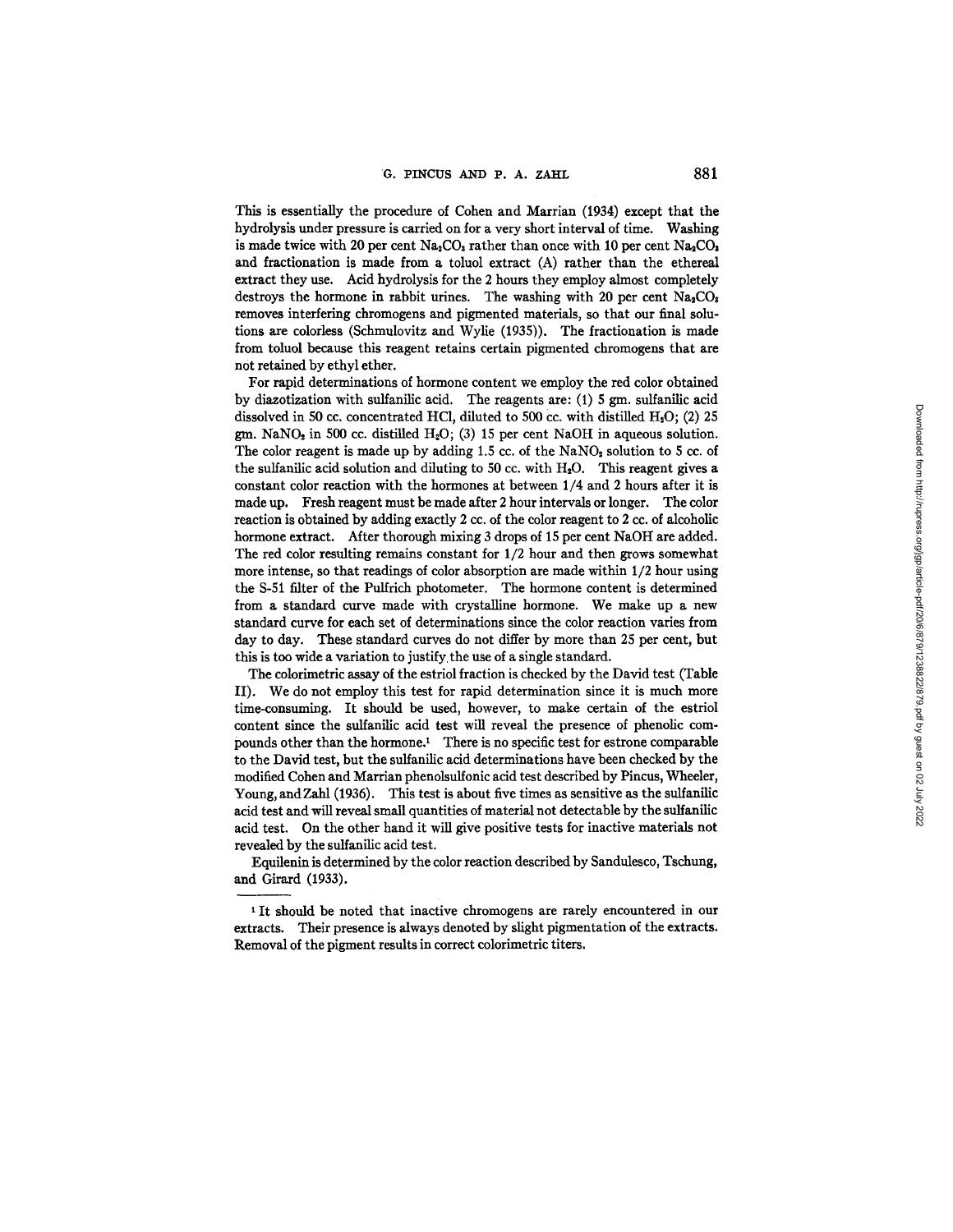This is essentially the procedure of Cohen and Marrian (1934) except that the hydrolysis under pressure is carried on for a very short interval of time. Washing is made twice with 20 per cent $Na_2CO_3$ rather than once with 10 per cent $Na_2CO_3$ and fractionation is made from a toluol extract (A) rather than the ethereal extract they use. Acid hydrolysis for the 2 hours they employ almost completely destroys the hormone in rabbit urines. The washing with 20 per cent $Na_2CO_3$ removes interfering chromogens and pigmented materials, so that our final solutions are colorless (Schmulovitz and Wylie (1935)). The fractionation is made from toluol because this reagent retains certain pigmented chromogens that are not retained by ethyl ether.

For rapid determinations of hormone content we employ the red color obtained by diazotization with sulfanilic acid. The reagents are: (1) 5 gm. sulfanilic acid dissolved in 50 cc. concentrated HCl, diluted to 500 cc. with distilled $H_2O$; (2) 25 gm. $NaNO_2$ in 500 cc. distilled $H_2O$; (3) 15 per cent NaOH in aqueous solution. The color reagent is made up by adding 1.5 cc. of the $NaNO_2$ solution to 5 cc. of the sulfanilic acid solution and diluting to 50 cc. with $H_2O$. This reagent gives a constant color reaction with the hormones at between 1/4 and 2 hours after it is made up. Fresh reagent must be made after 2 hour intervals or longer. The color reaction is obtained by adding exactly 2 cc. of the color reagent to 2 cc. of alcoholic hormone extract. After thorough mixing 3 drops of 15 per cent NaOH are added. The red color resulting remains constant for 1/2 hour and then grows somewhat more intense, so that readings of color absorption are made within 1/2 hour using the S-51 filter of the Pulfrich photometer. The hormone content is determined from a standard curve made with crystalline hormone. We make up a new standard curve for each set of determinations since the color reaction varies from day to day. These standard curves do not differ by more than 25 per cent, but this is too wide a variation to justify the use of a single standard.

The colorimetric assay of the estriol fraction is checked by the David test (Table II). We do not employ this test for rapid determination since it is much more time-consuming. It should be used, however, to make certain of the estriol content since the sulfanilic acid test will reveal the presence of phenolic compounds other than the hormone.[1] There is no specific test for estrone comparable to the David test, but the sulfanilic acid determinations have been checked by the modified Cohen and Marrian phenolsulfonic acid test described by Pincus, Wheeler, Young, and Zahl (1936). This test is about five times as sensitive as the sulfanilic acid test and will reveal small quantities of material not detectable by the sulfanilic acid test. On the other hand it will give positive tests for inactive materials not revealed by the sulfanilic acid test.

Equilenin is determined by the color reaction described by Sandulesco, Tschung, and Girard (1933).

[1] It should be noted that inactive chromogens are rarely encountered in our extracts. Their presence is always denoted by slight pigmentation of the extracts. Removal of the pigment results in correct colorimetric titers.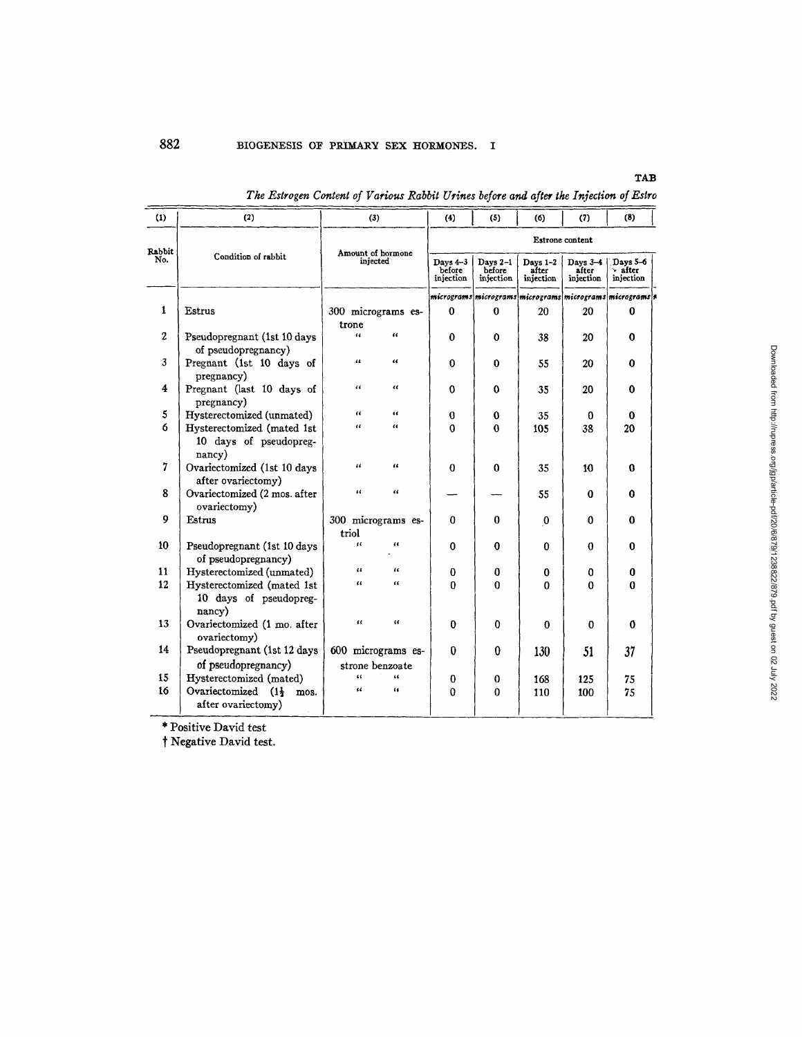TAB

*The Estrogen Content of Various Rabbit Urines before and after the Injection of Estro*

| (1) | (2) | (3) | (4) | (5) | (6) | (7) | (8) |
|---|---|---|---|---|---|---|---|
| Rabbit No. | Condition of rabbit | Amount of hormone injected | Estrone content | | | | |
| | | | Days 4–3 before injection | Days 2–1 before injection | Days 1–2 after injection | Days 3–4 after injection | Days 5–6 after injection |
| | | | *micrograms* | *micrograms* | *micrograms* | *micrograms* | *micrograms* |
| 1 | Estrus | 300 micrograms estrone | 0 | 0 | 20 | 20 | 0 |
| 2 | Pseudopregnant (1st 10 days of pseudopregnancy) | " " | 0 | 0 | 38 | 20 | 0 |
| 3 | Pregnant (1st 10 days of pregnancy) | " " | 0 | 0 | 55 | 20 | 0 |
| 4 | Pregnant (last 10 days of pregnancy) | " " | 0 | 0 | 35 | 20 | 0 |
| 5 | Hysterectomized (unmated) | " " | 0 | 0 | 35 | 0 | 0 |
| 6 | Hysterectomized (mated 1st 10 days of pseudopregnancy) | " " | 0 | 0 | 105 | 38 | 20 |
| 7 | Ovariectomized (1st 10 days after ovariectomy) | " " | 0 | 0 | 35 | 10 | 0 |
| 8 | Ovariectomized (2 mos. after ovariectomy) | " " | — | — | 55 | 0 | 0 |
| 9 | Estrus | 300 micrograms estriol | 0 | 0 | 0 | 0 | 0 |
| 10 | Pseudopregnant (1st 10 days of pseudopregnancy) | " " | 0 | 0 | 0 | 0 | 0 |
| 11 | Hysterectomized (unmated) | " " | 0 | 0 | 0 | 0 | 0 |
| 12 | Hysterectomized (mated 1st 10 days of pseudopregnancy) | " " | 0 | 0 | 0 | 0 | 0 |
| 13 | Ovariectomized (1 mo. after ovariectomy) | " " | 0 | 0 | 0 | 0 | 0 |
| 14 | Pseudopregnant (1st 12 days of pseudopregnancy) | 600 micrograms estrone benzoate | 0 | 0 | 130 | 51 | 37 |
| 15 | Hysterectomized (mated) | " " | 0 | 0 | 168 | 125 | 75 |
| 16 | Ovariectomized ($1\frac{1}{2}$ mos. after ovariectomy) | " " | 0 | 0 | 110 | 100 | 75 |

\* Positive David test

† Negative David test.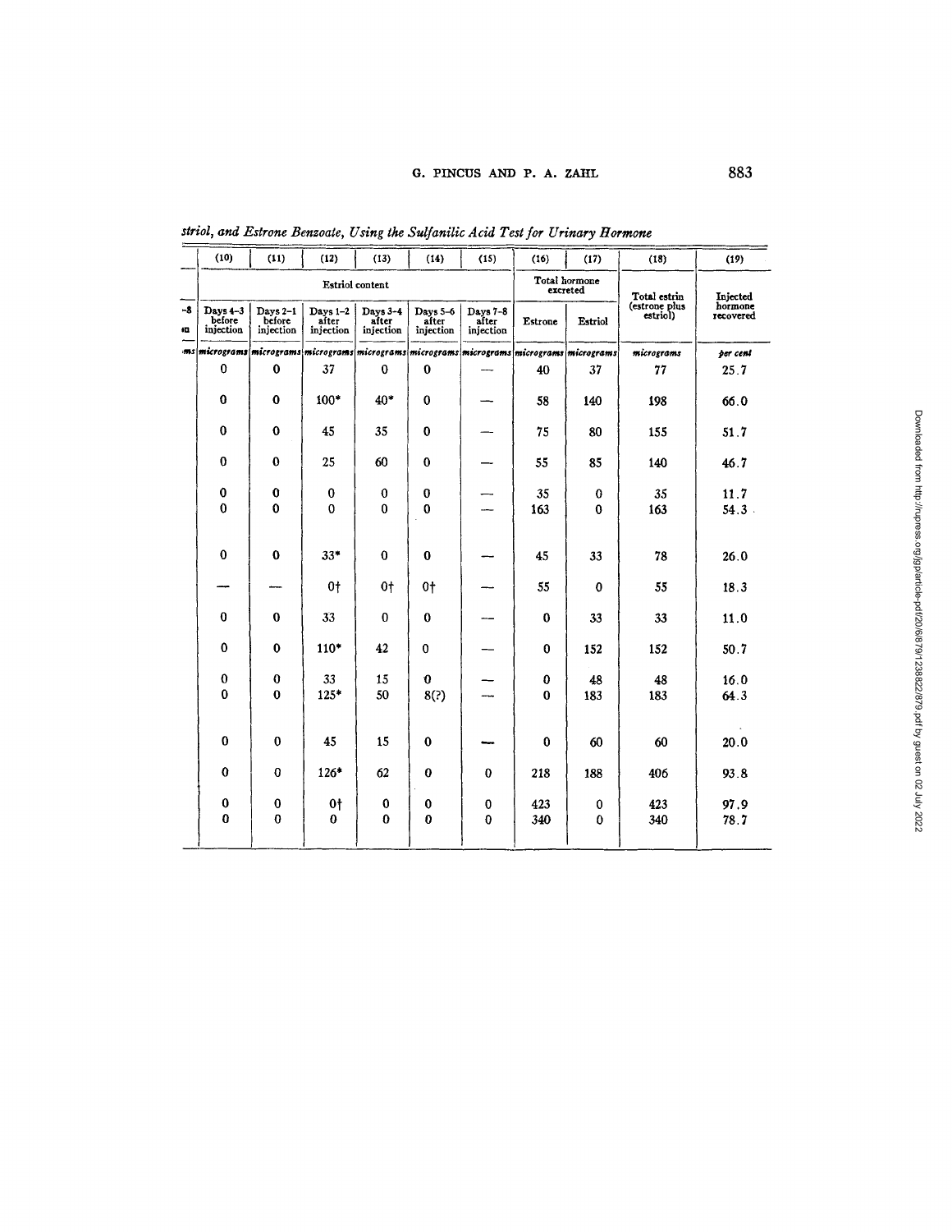striol, and Estrone Benzoate, Using the Sulfanilic Acid Test for Urinary Hormone

| (10) | (11) | (12) | (13) | (14) | (15) | (16) | (17) | (18) | (19) |
|---|---|---|---|---|---|---|---|---|---|
| Estriol content | | | | | | Total hormone excreted | | Total estrin (estrone plus estriol) | Injected hormone recovered |
| Days 4–3 before injection | Days 2–1 before injection | Days 1–2 after injection | Days 3–4 after injection | Days 5–6 after injection | Days 7–8 after injection | Estrone | Estriol | | |
| *micrograms* | *micrograms* | *micrograms* | *micrograms* | *micrograms* | *micrograms* | *micrograms* | *micrograms* | *micrograms* | *per cent* |
| 0 | 0 | 37 | 0 | 0 | — | 40 | 37 | 77 | 25.7 |
| 0 | 0 | 100* | 40* | 0 | — | 58 | 140 | 198 | 66.0 |
| 0 | 0 | 45 | 35 | 0 | — | 75 | 80 | 155 | 51.7 |
| 0 | 0 | 25 | 60 | 0 | — | 55 | 85 | 140 | 46.7 |
| 0 | 0 | 0 | 0 | 0 | — | 35 | 0 | 35 | 11.7 |
| 0 | 0 | 0 | 0 | 0 | — | 163 | 0 | 163 | 54.3 |
| 0 | 0 | 33* | 0 | 0 | — | 45 | 33 | 78 | 26.0 |
| — | — | 0† | 0† | 0† | — | 55 | 0 | 55 | 18.3 |
| 0 | 0 | 33 | 0 | 0 | — | 0 | 33 | 33 | 11.0 |
| 0 | 0 | 110* | 42 | 0 | — | 0 | 152 | 152 | 50.7 |
| 0 | 0 | 33 | 15 | 0 | — | 0 | 48 | 48 | 16.0 |
| 0 | 0 | 125* | 50 | 8(?) | — | 0 | 183 | 183 | 64.3 |
| 0 | 0 | 45 | 15 | 0 | — | 0 | 60 | 60 | 20.0 |
| 0 | 0 | 126* | 62 | 0 | 0 | 218 | 188 | 406 | 93.8 |
| 0 | 0 | 0† | 0 | 0 | 0 | 423 | 0 | 423 | 97.9 |
| 0 | 0 | 0 | 0 | 0 | 0 | 340 | 0 | 340 | 78.7 |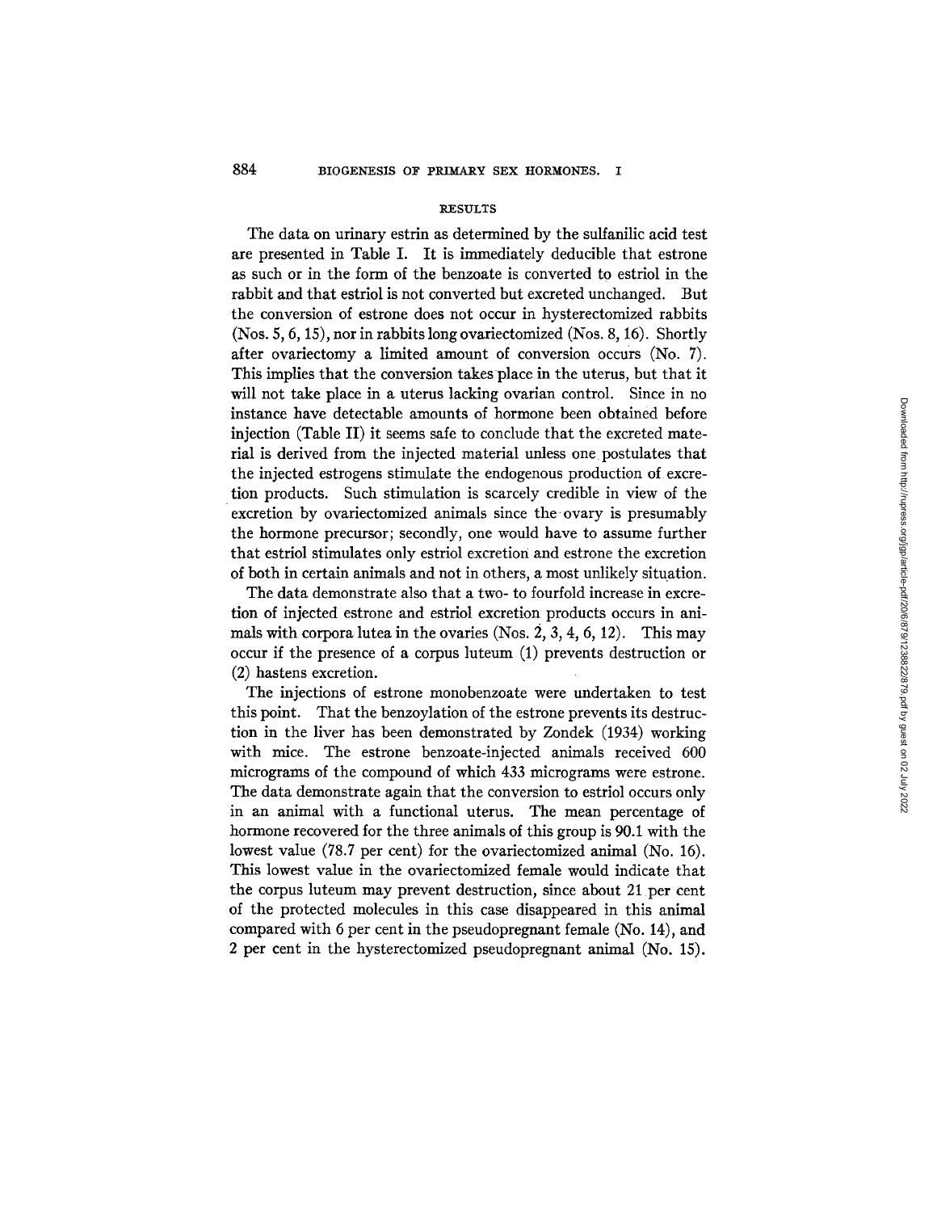## RESULTS

The data on urinary estrin as determined by the sulfanilic acid test are presented in Table I. It is immediately deducible that estrone as such or in the form of the benzoate is converted to estriol in the rabbit and that estriol is not converted but excreted unchanged. But the conversion of estrone does not occur in hysterectomized rabbits (Nos. 5, 6, 15), nor in rabbits long ovariectomized (Nos. 8, 16). Shortly after ovariectomy a limited amount of conversion occurs (No. 7). This implies that the conversion takes place in the uterus, but that it will not take place in a uterus lacking ovarian control. Since in no instance have detectable amounts of hormone been obtained before injection (Table II) it seems safe to conclude that the excreted material is derived from the injected material unless one postulates that the injected estrogens stimulate the endogenous production of excretion products. Such stimulation is scarcely credible in view of the excretion by ovariectomized animals since the ovary is presumably the hormone precursor; secondly, one would have to assume further that estriol stimulates only estriol excretion and estrone the excretion of both in certain animals and not in others, a most unlikely situation.

The data demonstrate also that a two- to fourfold increase in excretion of injected estrone and estriol excretion products occurs in animals with corpora lutea in the ovaries (Nos. 2, 3, 4, 6, 12). This may occur if the presence of a corpus luteum (1) prevents destruction or (2) hastens excretion.

The injections of estrone monobenzoate were undertaken to test this point. That the benzoylation of the estrone prevents its destruction in the liver has been demonstrated by Zondek (1934) working with mice. The estrone benzoate-injected animals received 600 micrograms of the compound of which 433 micrograms were estrone. The data demonstrate again that the conversion to estriol occurs only in an animal with a functional uterus. The mean percentage of hormone recovered for the three animals of this group is 90.1 with the lowest value (78.7 per cent) for the ovariectomized animal (No. 16). This lowest value in the ovariectomized female would indicate that the corpus luteum may prevent destruction, since about 21 per cent of the protected molecules in this case disappeared in this animal compared with 6 per cent in the pseudopregnant female (No. 14), and 2 per cent in the hysterectomized pseudopregnant animal (No. 15).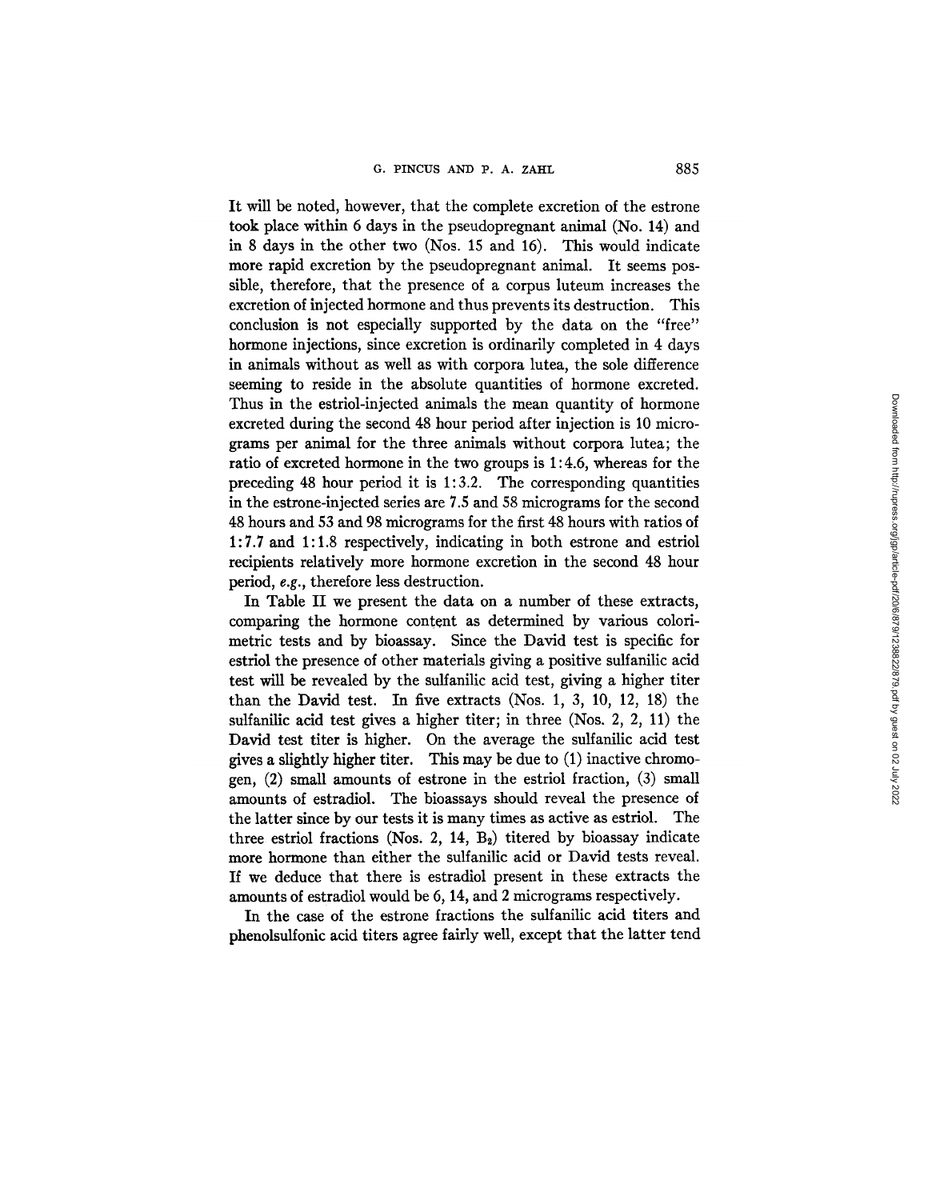It will be noted, however, that the complete excretion of the estrone took place within 6 days in the pseudopregnant animal (No. 14) and in 8 days in the other two (Nos. 15 and 16). This would indicate more rapid excretion by the pseudopregnant animal. It seems possible, therefore, that the presence of a corpus luteum increases the excretion of injected hormone and thus prevents its destruction. This conclusion is not especially supported by the data on the "free" hormone injections, since excretion is ordinarily completed in 4 days in animals without as well as with corpora lutea, the sole difference seeming to reside in the absolute quantities of hormone excreted. Thus in the estriol-injected animals the mean quantity of hormone excreted during the second 48 hour period after injection is 10 micrograms per animal for the three animals without corpora lutea; the ratio of excreted hormone in the two groups is 1:4.6, whereas for the preceding 48 hour period it is 1:3.2. The corresponding quantities in the estrone-injected series are 7.5 and 58 micrograms for the second 48 hours and 53 and 98 micrograms for the first 48 hours with ratios of 1:7.7 and 1:1.8 respectively, indicating in both estrone and estriol recipients relatively more hormone excretion in the second 48 hour period, *e.g.*, therefore less destruction.

In Table II we present the data on a number of these extracts, comparing the hormone content as determined by various colorimetric tests and by bioassay. Since the David test is specific for estriol the presence of other materials giving a positive sulfanilic acid test will be revealed by the sulfanilic acid test, giving a higher titer than the David test. In five extracts (Nos. 1, 3, 10, 12, 18) the sulfanilic acid test gives a higher titer; in three (Nos. 2, 2, 11) the David test titer is higher. On the average the sulfanilic acid test gives a slightly higher titer. This may be due to (1) inactive chromogen, (2) small amounts of estrone in the estriol fraction, (3) small amounts of estradiol. The bioassays should reveal the presence of the latter since by our tests it is many times as active as estriol. The three estriol fractions (Nos. 2, 14, $B_2$) titered by bioassay indicate more hormone than either the sulfanilic acid or David tests reveal. If we deduce that there is estradiol present in these extracts the amounts of estradiol would be 6, 14, and 2 micrograms respectively.

In the case of the estrone fractions the sulfanilic acid titers and phenolsulfonic acid titers agree fairly well, except that the latter tend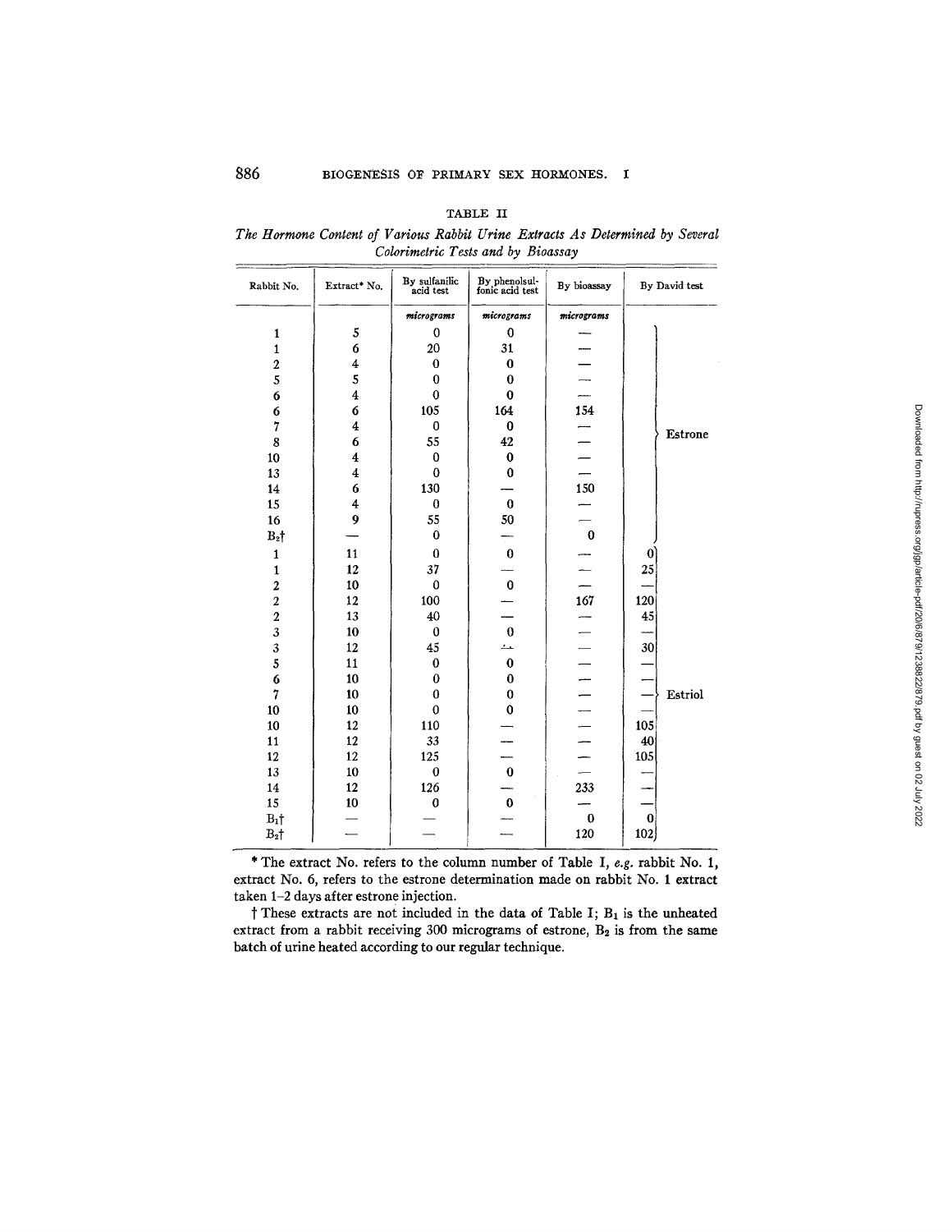TABLE II

*The Hormone Content of Various Rabbit Urine Extracts As Determined by Several Colorimetric Tests and by Bioassay*

| Rabbit No. | Extract* No. | By sulfanilic acid test | By phenolsulfonic acid test | By bioassay | By David test | |
|---|---|---|---|---|---|---|
| | | *micrograms* | *micrograms* | *micrograms* | | |
| 1 | 5 | 0 | 0 | — | | Estrone |
| 1 | 6 | 20 | 31 | — | | |
| 2 | 4 | 0 | 0 | — | | |
| 5 | 5 | 0 | 0 | — | | |
| 6 | 4 | 0 | 0 | — | | |
| 6 | 6 | 105 | 164 | 154 | | |
| 7 | 4 | 0 | 0 | — | | |
| 8 | 6 | 55 | 42 | — | | |
| 10 | 4 | 0 | 0 | — | | |
| 13 | 4 | 0 | 0 | — | | |
| 14 | 6 | 130 | — | 150 | | |
| 15 | 4 | 0 | 0 | — | | |
| 16 | 9 | 55 | 50 | — | | |
| $B_2$† | — | 0 | — | 0 | | |
| 1 | 11 | 0 | 0 | — | 0 | Estriol |
| 1 | 12 | 37 | — | — | 25 | |
| 2 | 10 | 0 | 0 | — | — | |
| 2 | 12 | 100 | — | 167 | 120 | |
| 2 | 13 | 40 | — | — | 45 | |
| 3 | 10 | 0 | 0 | — | — | |
| 3 | 12 | 45 | — | — | 30 | |
| 5 | 11 | 0 | 0 | — | — | |
| 6 | 10 | 0 | 0 | — | — | |
| 7 | 10 | 0 | 0 | — | — | |
| 10 | 10 | 0 | 0 | — | — | |
| 10 | 12 | 110 | — | — | 105 | |
| 11 | 12 | 33 | — | — | 40 | |
| 12 | 12 | 125 | — | — | 105 | |
| 13 | 10 | 0 | 0 | — | — | |
| 14 | 12 | 126 | — | 233 | — | |
| 15 | 10 | 0 | 0 | — | — | |
| $B_1$† | — | — | — | 0 | 0 | |
| $B_2$† | — | — | — | 120 | 102 | |

\* The extract No. refers to the column number of Table I, *e.g.* rabbit No. 1, extract No. 6, refers to the estrone determination made on rabbit No. 1 extract taken 1–2 days after estrone injection.

† These extracts are not included in the data of Table I; $B_1$ is the unheated extract from a rabbit receiving 300 micrograms of estrone, $B_2$ is from the same batch of urine heated according to our regular technique.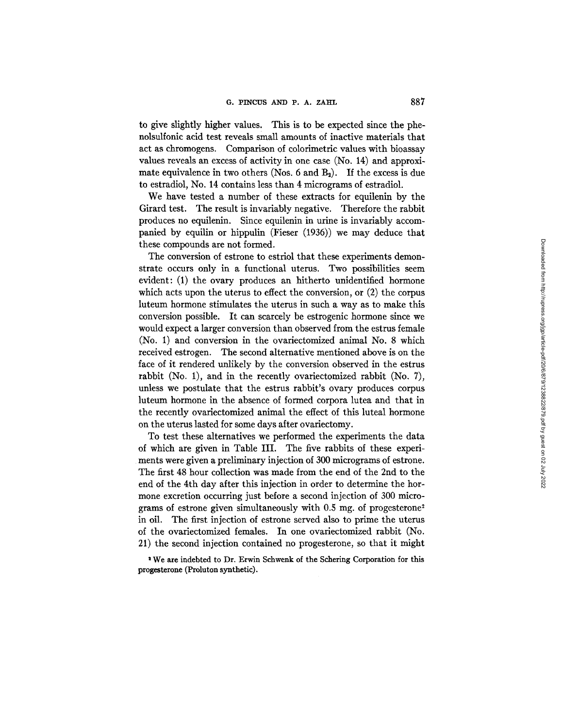to give slightly higher values. This is to be expected since the phenolsulfonic acid test reveals small amounts of inactive materials that act as chromogens. Comparison of colorimetric values with bioassay values reveals an excess of activity in one case (No. 14) and approximate equivalence in two others (Nos. 6 and $B_2$). If the excess is due to estradiol, No. 14 contains less than 4 micrograms of estradiol.

We have tested a number of these extracts for equilenin by the Girard test. The result is invariably negative. Therefore the rabbit produces no equilenin. Since equilenin in urine is invariably accompanied by equilin or hippulin (Fieser (1936)) we may deduce that these compounds are not formed.

The conversion of estrone to estriol that these experiments demonstrate occurs only in a functional uterus. Two possibilities seem evident: (1) the ovary produces an hitherto unidentified hormone which acts upon the uterus to effect the conversion, or (2) the corpus luteum hormone stimulates the uterus in such a way as to make this conversion possible. It can scarcely be estrogenic hormone since we would expect a larger conversion than observed from the estrus female (No. 1) and conversion in the ovariectomized animal No. 8 which received estrogen. The second alternative mentioned above is on the face of it rendered unlikely by the conversion observed in the estrus rabbit (No. 1), and in the recently ovariectomized rabbit (No. 7), unless we postulate that the estrus rabbit's ovary produces corpus luteum hormone in the absence of formed corpora lutea and that in the recently ovariectomized animal the effect of this luteal hormone on the uterus lasted for some days after ovariectomy.

To test these alternatives we performed the experiments the data of which are given in Table III. The five rabbits of these experiments were given a preliminary injection of 300 micrograms of estrone. The first 48 hour collection was made from the end of the 2nd to the end of the 4th day after this injection in order to determine the hormone excretion occurring just before a second injection of 300 micrograms of estrone given simultaneously with 0.5 mg. of progesterone[2] in oil. The first injection of estrone served also to prime the uterus of the ovariectomized females. In one ovariectomized rabbit (No. 21) the second injection contained no progesterone, so that it might

[2] We are indebted to Dr. Erwin Schwenk of the Schering Corporation for this progesterone (Proluton synthetic).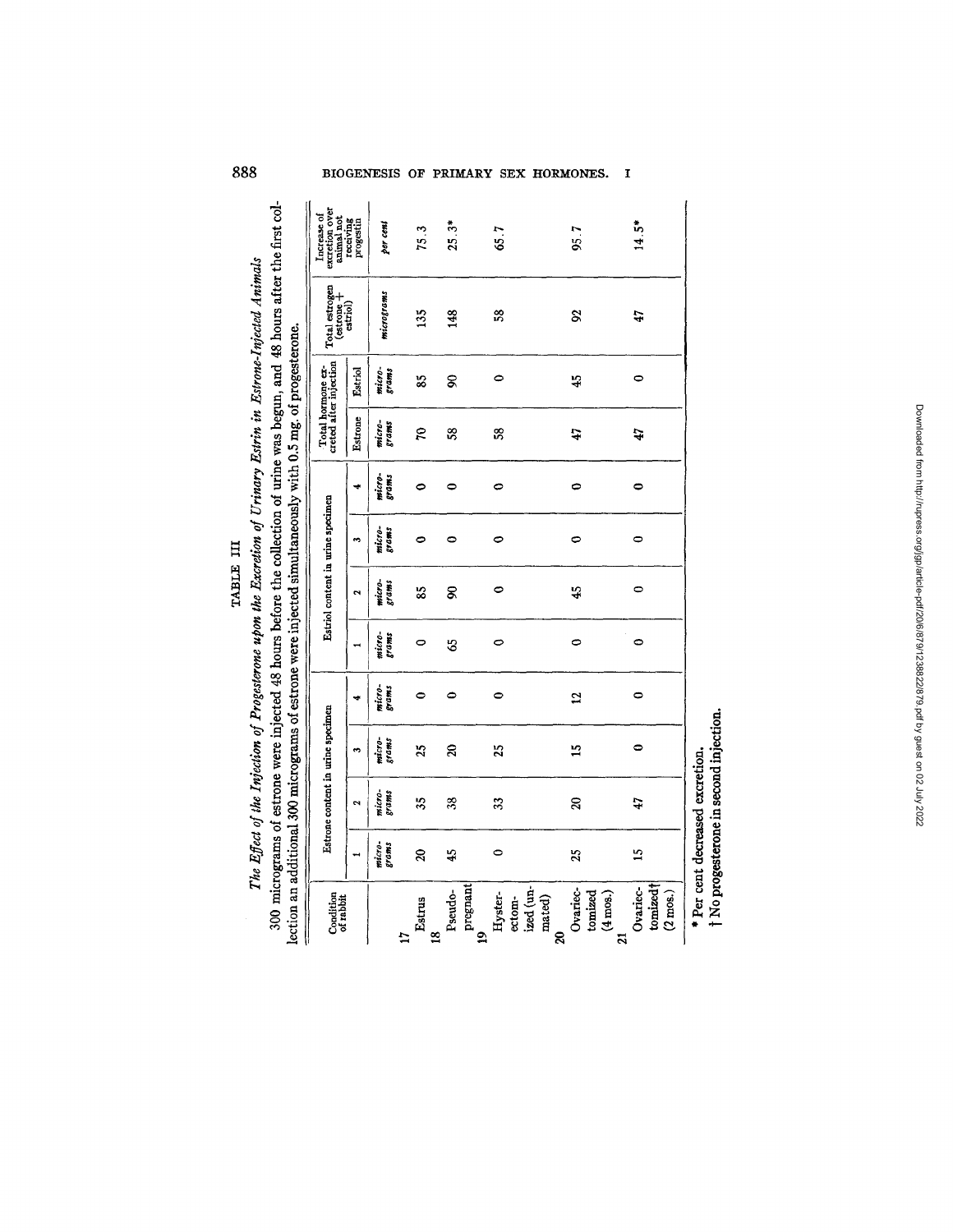TABLE III

*The Effect of the Injection of Progesterone upon the Excretion of Urinary Estrin in Estrone-Injected Animals*

300 micrograms of estrone were injected 48 hours before the collection of urine was begun, and 48 hours after the first collection an additional 300 micrograms of estrone were injected simultaneously with 0.5 mg. of progesterone.

| | Condition of rabbit | Estrone content in urine specimen | | | | Estriol content in urine specimen | | | | Total hormone excreted after injection | | Total estrogen (estrone + estriol) | Increase of excretion over animal not receiving progestin |
|---|---|---|---|---|---|---|---|---|---|---|---|---|---|
| | | 1 | 2 | 3 | 4 | 1 | 2 | 3 | 4 | Estrone | Estriol | | |
| | | *micrograms* | *micrograms* | *micrograms* | *micrograms* | *micrograms* | *micrograms* | *micrograms* | *micrograms* | *micrograms* | *micrograms* | *micrograms* | *per cent* |
| 17 | Estrus | 20 | 35 | 25 | 0 | 0 | 85 | 0 | 0 | 70 | 85 | 135 | 75.3 |
| 18 | Pseudo-pregnant | 45 | 38 | 20 | 0 | 65 | 90 | 0 | 0 | 58 | 90 | 148 | 25.3* |
| 19 | Hysterectomized (unmated) | 0 | 33 | 25 | 0 | 0 | 0 | 0 | 0 | 58 | 0 | 58 | 65.7 |
| 20 | Ovariectomized (4 mos.) | 25 | 20 | 15 | 12 | 0 | 45 | 0 | 0 | 47 | 45 | 92 | 95.7 |
| 21 | Ovariectomized† (2 mos.) | 15 | 47 | 0 | 0 | 0 | 0 | 0 | 0 | 47 | 0 | 47 | 14.5* |

\* Per cent decreased excretion.

† No progesterone in second injection.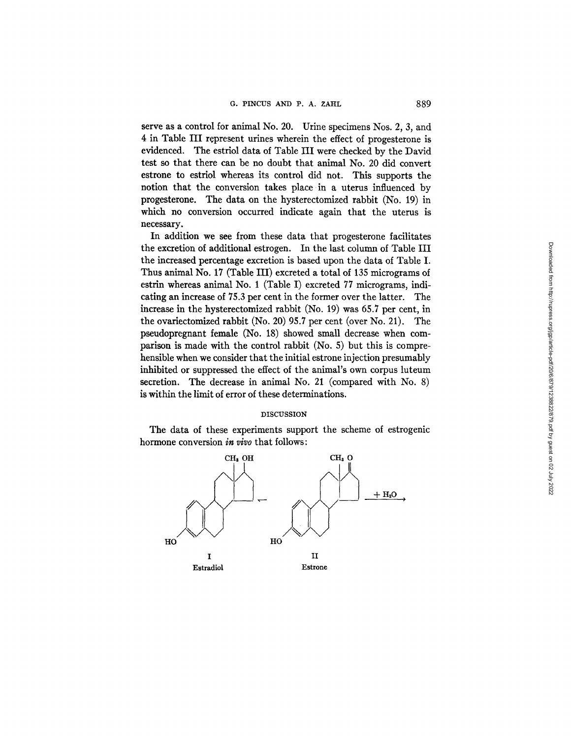serve as a control for animal No. 20. Urine specimens Nos. 2, 3, and 4 in Table III represent urines wherein the effect of progesterone is evidenced. The estriol data of Table III were checked by the David test so that there can be no doubt that animal No. 20 did convert estrone to estriol whereas its control did not. This supports the notion that the conversion takes place in a uterus influenced by progesterone. The data on the hysterectomized rabbit (No. 19) in which no conversion occurred indicate again that the uterus is necessary.

In addition we see from these data that progesterone facilitates the excretion of additional estrogen. In the last column of Table III the increased percentage excretion is based upon the data of Table I. Thus animal No. 17 (Table III) excreted a total of 135 micrograms of estrin whereas animal No. 1 (Table I) excreted 77 micrograms, indicating an increase of 75.3 per cent in the former over the latter. The increase in the hysterectomized rabbit (No. 19) was 65.7 per cent, in the ovariectomized rabbit (No. 20) 95.7 per cent (over No. 21). The pseudopregnant female (No. 18) showed small decrease when comparison is made with the control rabbit (No. 5) but this is comprehensible when we consider that the initial estrone injection presumably inhibited or suppressed the effect of the animal's own corpus luteum secretion. The decrease in animal No. 21 (compared with No. 8) is within the limit of error of these determinations.

## DISCUSSION

The data of these experiments support the scheme of estrogenic hormone conversion *in vivo* that follows:

I Estradiol ⟵ II Estrone $\xrightarrow{+ H_2O}$

I
Estradiol

II
Estrone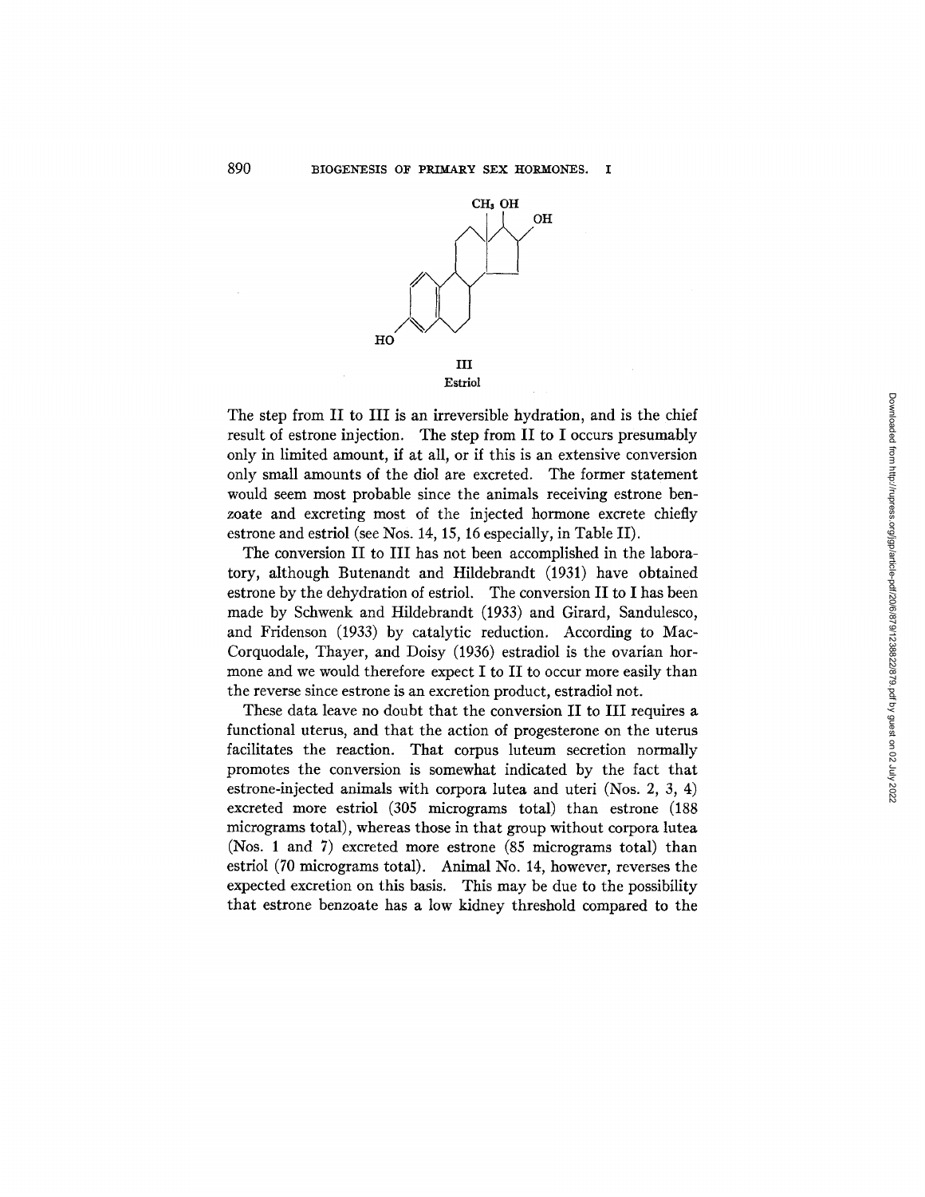III
Estriol

The step from II to III is an irreversible hydration, and is the chief result of estrone injection. The step from II to I occurs presumably only in limited amount, if at all, or if this is an extensive conversion only small amounts of the diol are excreted. The former statement would seem most probable since the animals receiving estrone benzoate and excreting most of the injected hormone excrete chiefly estrone and estriol (see Nos. 14, 15, 16 especially, in Table II).

The conversion II to III has not been accomplished in the laboratory, although Butenandt and Hildebrandt (1931) have obtained estrone by the dehydration of estriol. The conversion II to I has been made by Schwenk and Hildebrandt (1933) and Girard, Sandulesco, and Fridenson (1933) by catalytic reduction. According to MacCorquodale, Thayer, and Doisy (1936) estradiol is the ovarian hormone and we would therefore expect I to II to occur more easily than the reverse since estrone is an excretion product, estradiol not.

These data leave no doubt that the conversion II to III requires a functional uterus, and that the action of progesterone on the uterus facilitates the reaction. That corpus luteum secretion normally promotes the conversion is somewhat indicated by the fact that estrone-injected animals with corpora lutea and uteri (Nos. 2, 3, 4) excreted more estriol (305 micrograms total) than estrone (188 micrograms total), whereas those in that group without corpora lutea (Nos. 1 and 7) excreted more estrone (85 micrograms total) than estriol (70 micrograms total). Animal No. 14, however, reverses the expected excretion on this basis. This may be due to the possibility that estrone benzoate has a low kidney threshold compared to the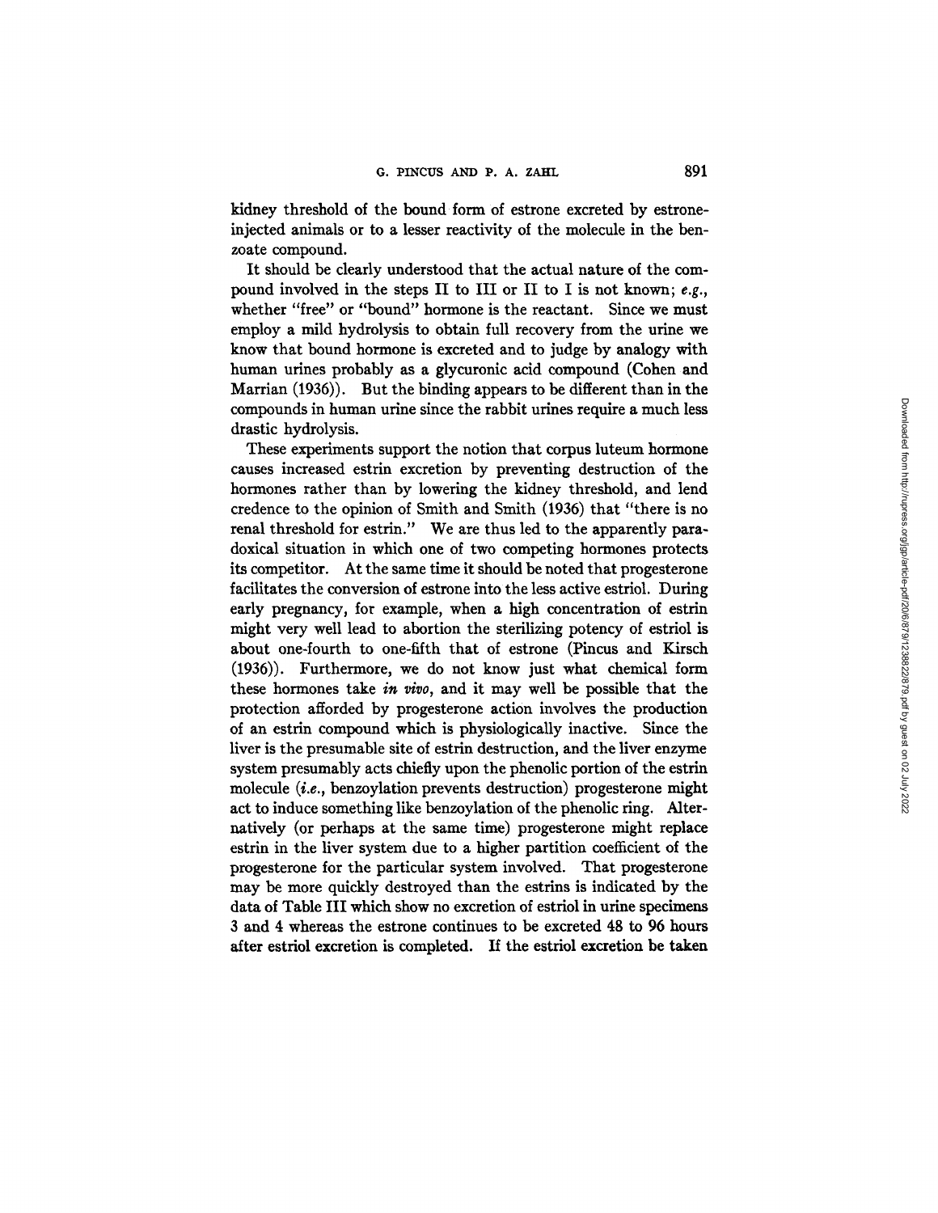kidney threshold of the bound form of estrone excreted by estrone-injected animals or to a lesser reactivity of the molecule in the benzoate compound.

It should be clearly understood that the actual nature of the compound involved in the steps II to III or II to I is not known; *e.g.*, whether "free" or "bound" hormone is the reactant. Since we must employ a mild hydrolysis to obtain full recovery from the urine we know that bound hormone is excreted and to judge by analogy with human urines probably as a glycuronic acid compound (Cohen and Marrian (1936)). But the binding appears to be different than in the compounds in human urine since the rabbit urines require a much less drastic hydrolysis.

These experiments support the notion that corpus luteum hormone causes increased estrin excretion by preventing destruction of the hormones rather than by lowering the kidney threshold, and lend credence to the opinion of Smith and Smith (1936) that "there is no renal threshold for estrin." We are thus led to the apparently paradoxical situation in which one of two competing hormones protects its competitor. At the same time it should be noted that progesterone facilitates the conversion of estrone into the less active estriol. During early pregnancy, for example, when a high concentration of estrin might very well lead to abortion the sterilizing potency of estriol is about one-fourth to one-fifth that of estrone (Pincus and Kirsch (1936)). Furthermore, we do not know just what chemical form these hormones take *in vivo*, and it may well be possible that the protection afforded by progesterone action involves the production of an estrin compound which is physiologically inactive. Since the liver is the presumable site of estrin destruction, and the liver enzyme system presumably acts chiefly upon the phenolic portion of the estrin molecule (*i.e.*, benzoylation prevents destruction) progesterone might act to induce something like benzoylation of the phenolic ring. Alternatively (or perhaps at the same time) progesterone might replace estrin in the liver system due to a higher partition coefficient of the progesterone for the particular system involved. That progesterone may be more quickly destroyed than the estrins is indicated by the data of Table III which show no excretion of estriol in urine specimens 3 and 4 whereas the estrone continues to be excreted 48 to 96 hours after estriol excretion is completed. If the estriol excretion be taken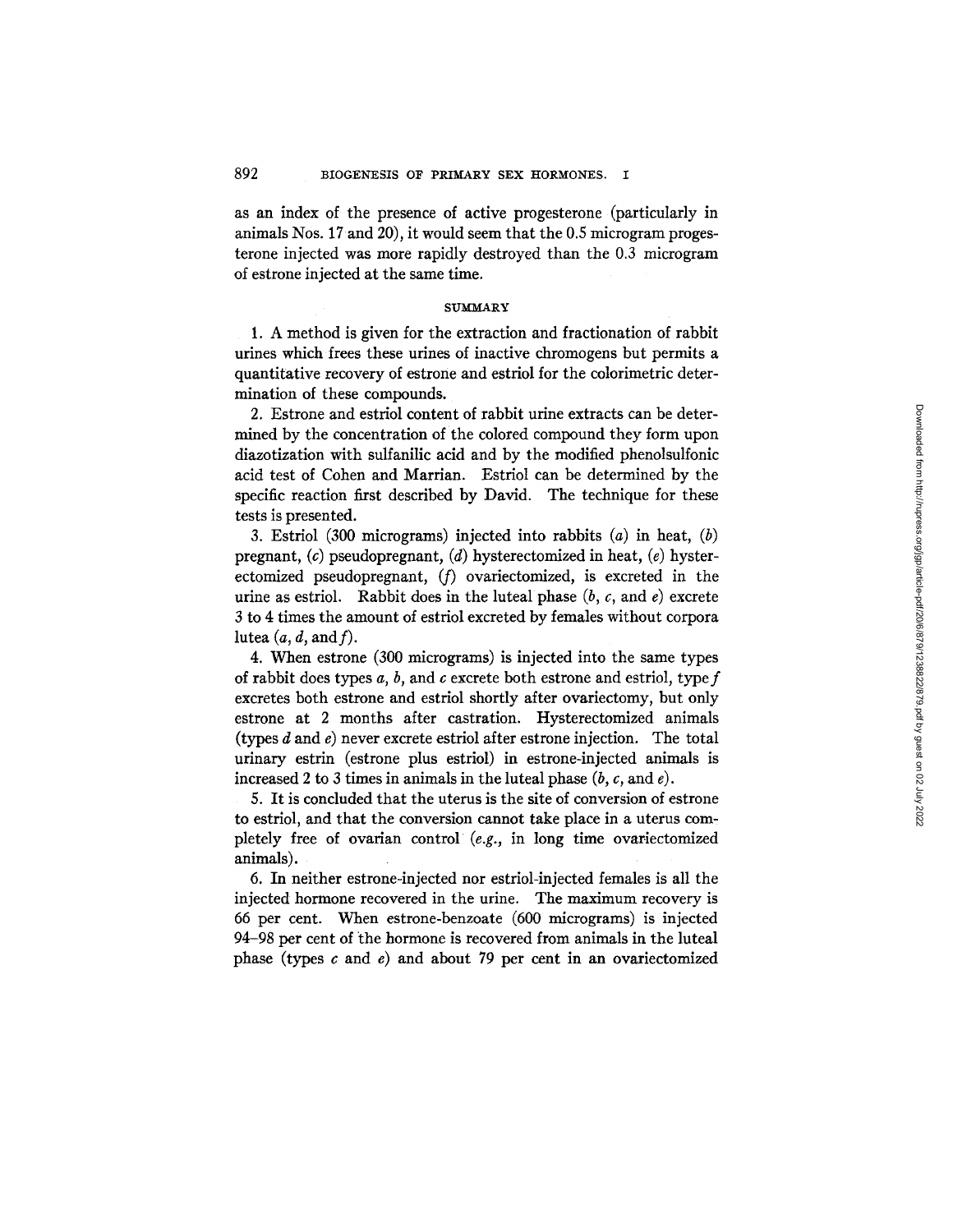as an index of the presence of active progesterone (particularly in animals Nos. 17 and 20), it would seem that the 0.5 microgram progesterone injected was more rapidly destroyed than the 0.3 microgram of estrone injected at the same time.

## SUMMARY

1. A method is given for the extraction and fractionation of rabbit urines which frees these urines of inactive chromogens but permits a quantitative recovery of estrone and estriol for the colorimetric determination of these compounds.

2. Estrone and estriol content of rabbit urine extracts can be determined by the concentration of the colored compound they form upon diazotization with sulfanilic acid and by the modified phenolsulfonic acid test of Cohen and Marrian. Estriol can be determined by the specific reaction first described by David. The technique for these tests is presented.

3. Estriol (300 micrograms) injected into rabbits (*a*) in heat, (*b*) pregnant, (*c*) pseudopregnant, (*d*) hysterectomized in heat, (*e*) hysterectomized pseudopregnant, (*f*) ovariectomized, is excreted in the urine as estriol. Rabbit does in the luteal phase (*b*, *c*, and *e*) excrete 3 to 4 times the amount of estriol excreted by females without corpora lutea (*a*, *d*, and *f*).

4. When estrone (300 micrograms) is injected into the same types of rabbit does types *a*, *b*, and *c* excrete both estrone and estriol, type *f* excretes both estrone and estriol shortly after ovariectomy, but only estrone at 2 months after castration. Hysterectomized animals (types *d* and *e*) never excrete estriol after estrone injection. The total urinary estrin (estrone plus estriol) in estrone-injected animals is increased 2 to 3 times in animals in the luteal phase (*b*, *c*, and *e*).

5. It is concluded that the uterus is the site of conversion of estrone to estriol, and that the conversion cannot take place in a uterus completely free of ovarian control (*e.g.*, in long time ovariectomized animals).

6. In neither estrone-injected nor estriol-injected females is all the injected hormone recovered in the urine. The maximum recovery is 66 per cent. When estrone-benzoate (600 micrograms) is injected 94–98 per cent of the hormone is recovered from animals in the luteal phase (types *c* and *e*) and about 79 per cent in an ovariectomized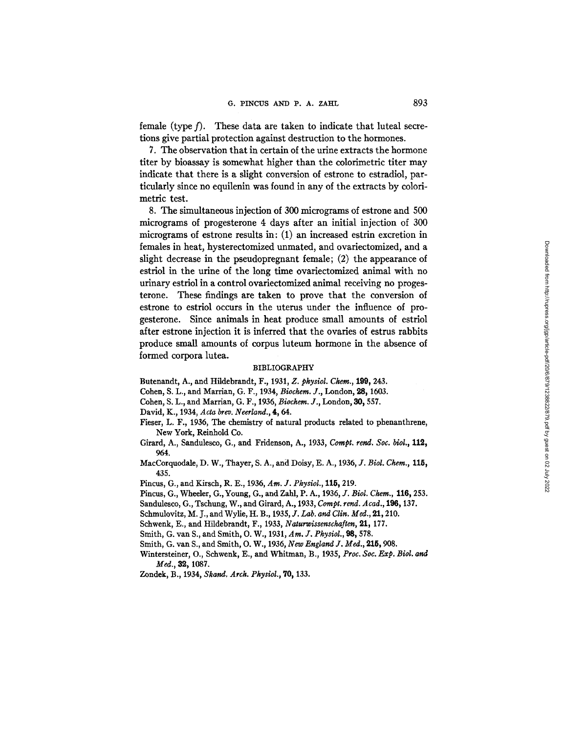female (type *f*). These data are taken to indicate that luteal secretions give partial protection against destruction to the hormones.

7. The observation that in certain of the urine extracts the hormone titer by bioassay is somewhat higher than the colorimetric titer may indicate that there is a slight conversion of estrone to estradiol, particularly since no equilenin was found in any of the extracts by colorimetric test.

8. The simultaneous injection of 300 micrograms of estrone and 500 micrograms of progesterone 4 days after an initial injection of 300 micrograms of estrone results in: (1) an increased estrin excretion in females in heat, hysterectomized unmated, and ovariectomized, and a slight decrease in the pseudopregnant female; (2) the appearance of estriol in the urine of the long time ovariectomized animal with no urinary estriol in a control ovariectomized animal receiving no progesterone. These findings are taken to prove that the conversion of estrone to estriol occurs in the uterus under the influence of progesterone. Since animals in heat produce small amounts of estriol after estrone injection it is inferred that the ovaries of estrus rabbits produce small amounts of corpus luteum hormone in the absence of formed corpora lutea.

## BIBLIOGRAPHY

Butenandt, A., and Hildebrandt, F., 1931, *Z. physiol. Chem.*, **199**, 243.

Cohen, S. L., and Marrian, G. F., 1934, *Biochem. J.*, London, **28**, 1603.

Cohen, S. L., and Marrian, G. F., 1936, *Biochem. J.*, London, **30**, 557.

David, K., 1934, *Acta brev. Neerland.*, **4**, 64.

Fieser, L. F., 1936, The chemistry of natural products related to phenanthrene, New York, Reinhold Co.

Girard, A., Sandulesco, G., and Fridenson, A., 1933, *Compt. rend. Soc. biol.*, **112**, 964.

MacCorquodale, D. W., Thayer, S. A., and Doisy, E. A., 1936, *J. Biol. Chem.*, **115**, 435.

Pincus, G., and Kirsch, R. E., 1936, *Am. J. Physiol.*, **115**, 219.

Pincus, G., Wheeler, G., Young, G., and Zahl, P. A., 1936, *J. Biol. Chem.*, **116**, 253.

Sandulesco, G., Tschung, W., and Girard, A., 1933, *Compt. rend. Acad.*, **196**, 137.

Schmulovitz, M. J., and Wylie, H. B., 1935, *J. Lab. and Clin. Med.*, **21**, 210.

Schwenk, E., and Hildebrandt, F., 1933, *Naturwissenschaften*, **21**, 177.

Smith, G. van S., and Smith, O. W., 1931, *Am. J. Physiol.*, **98**, 578.

Smith, G. van S., and Smith, O. W., 1936, *New England J. Med.*, **215**, 908.

Wintersteiner, O., Schwenk, E., and Whitman, B., 1935, *Proc. Soc. Exp. Biol. and Med.*, **32**, 1087.

Zondek, B., 1934, *Skand. Arch. Physiol.*, **70**, 133.